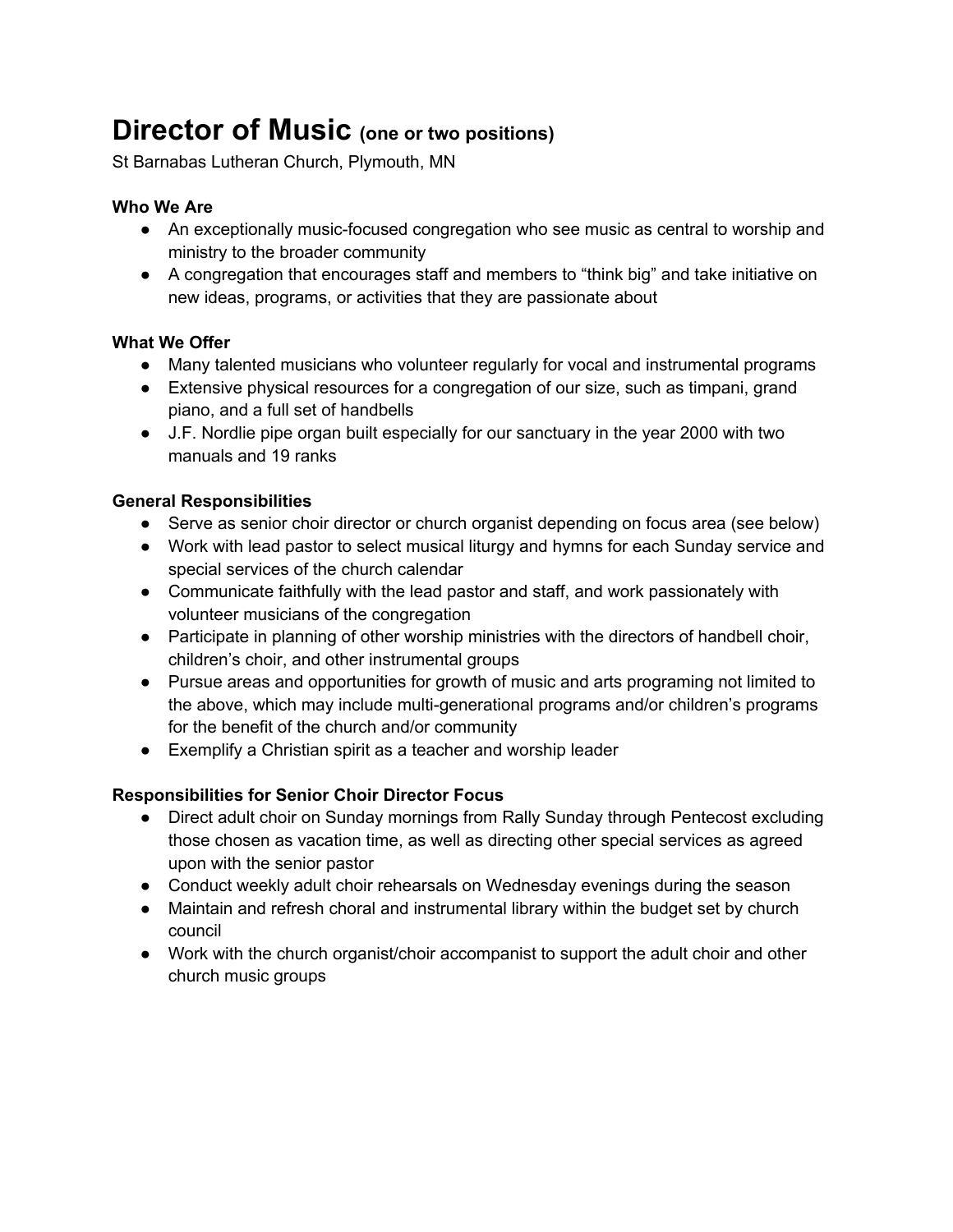# Director of Music (one or two positions)

St Barnabas Lutheran Church, Plymouth, MN

**Who We Are**

- An exceptionally music-focused congregation who see music as central to worship and ministry to the broader community
- A congregation that encourages staff and members to "think big" and take initiative on new ideas, programs, or activities that they are passionate about

**What We Offer**

- Many talented musicians who volunteer regularly for vocal and instrumental programs
- Extensive physical resources for a congregation of our size, such as timpani, grand piano, and a full set of handbells
- J.F. Nordlie pipe organ built especially for our sanctuary in the year 2000 with two manuals and 19 ranks

**General Responsibilities**

- Serve as senior choir director or church organist depending on focus area (see below)
- Work with lead pastor to select musical liturgy and hymns for each Sunday service and special services of the church calendar
- Communicate faithfully with the lead pastor and staff, and work passionately with volunteer musicians of the congregation
- Participate in planning of other worship ministries with the directors of handbell choir, children's choir, and other instrumental groups
- Pursue areas and opportunities for growth of music and arts programing not limited to the above, which may include multi-generational programs and/or children's programs for the benefit of the church and/or community
- Exemplify a Christian spirit as a teacher and worship leader

**Responsibilities for Senior Choir Director Focus**

- Direct adult choir on Sunday mornings from Rally Sunday through Pentecost excluding those chosen as vacation time, as well as directing other special services as agreed upon with the senior pastor
- Conduct weekly adult choir rehearsals on Wednesday evenings during the season
- Maintain and refresh choral and instrumental library within the budget set by church council
- Work with the church organist/choir accompanist to support the adult choir and other church music groups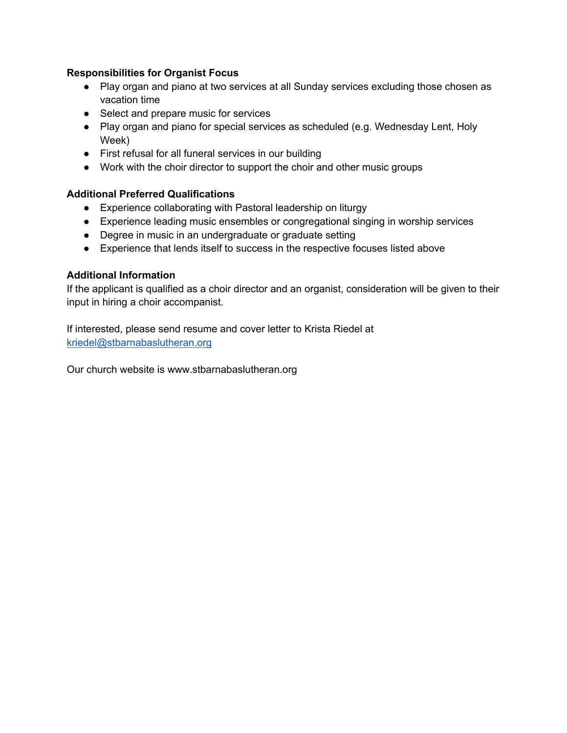**Responsibilities for Organist Focus**

- Play organ and piano at two services at all Sunday services excluding those chosen as vacation time
- Select and prepare music for services
- Play organ and piano for special services as scheduled (e.g. Wednesday Lent, Holy Week)
- First refusal for all funeral services in our building
- Work with the choir director to support the choir and other music groups

**Additional Preferred Qualifications**

- Experience collaborating with Pastoral leadership on liturgy
- Experience leading music ensembles or congregational singing in worship services
- Degree in music in an undergraduate or graduate setting
- Experience that lends itself to success in the respective focuses listed above

**Additional Information**

If the applicant is qualified as a choir director and an organist, consideration will be given to their input in hiring a choir accompanist.

If interested, please send resume and cover letter to Krista Riedel at [kriedel@stbarnabaslutheran.org](mailto:kriedel@stbarnabaslutheran.org)

Our church website is www.stbarnabaslutheran.org